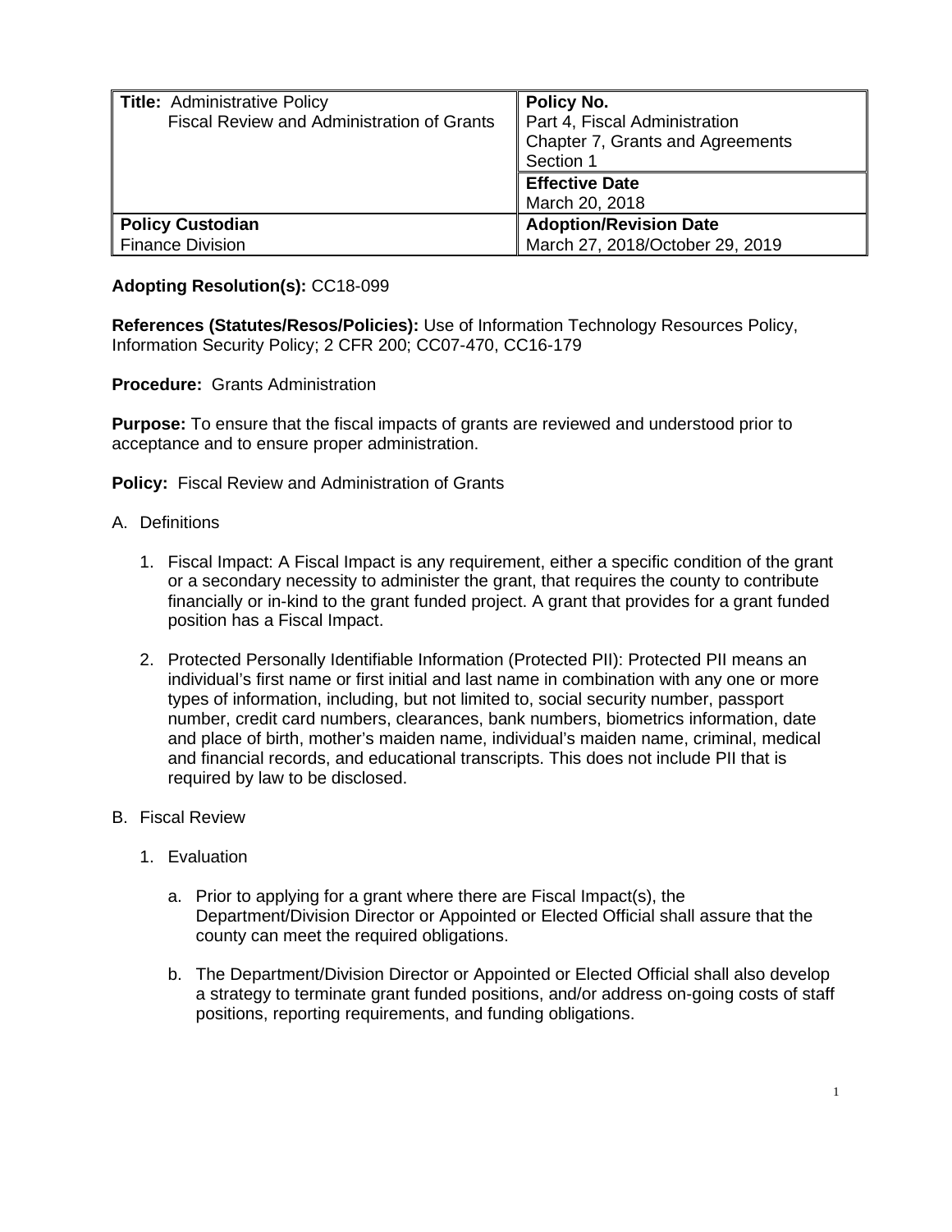| **Title:** Administrative Policy<br>Fiscal Review and Administration of Grants | **Policy No.**<br>Part 4, Fiscal Administration<br>Chapter 7, Grants and Agreements<br>Section 1 |
|---|---|
| | **Effective Date**<br>March 20, 2018 |
| **Policy Custodian**<br>Finance Division | **Adoption/Revision Date**<br>March 27, 2018/October 29, 2019 |

**Adopting Resolution(s):** CC18-099

**References (Statutes/Resos/Policies):** Use of Information Technology Resources Policy, Information Security Policy; 2 CFR 200; CC07-470, CC16-179

**Procedure:** Grants Administration

**Purpose:** To ensure that the fiscal impacts of grants are reviewed and understood prior to acceptance and to ensure proper administration.

**Policy:** Fiscal Review and Administration of Grants

A. Definitions

1. Fiscal Impact: A Fiscal Impact is any requirement, either a specific condition of the grant or a secondary necessity to administer the grant, that requires the county to contribute financially or in-kind to the grant funded project. A grant that provides for a grant funded position has a Fiscal Impact.

2. Protected Personally Identifiable Information (Protected PII): Protected PII means an individual's first name or first initial and last name in combination with any one or more types of information, including, but not limited to, social security number, passport number, credit card numbers, clearances, bank numbers, biometrics information, date and place of birth, mother's maiden name, individual's maiden name, criminal, medical and financial records, and educational transcripts. This does not include PII that is required by law to be disclosed.

B. Fiscal Review

1. Evaluation

   a. Prior to applying for a grant where there are Fiscal Impact(s), the Department/Division Director or Appointed or Elected Official shall assure that the county can meet the required obligations.

   b. The Department/Division Director or Appointed or Elected Official shall also develop a strategy to terminate grant funded positions, and/or address on-going costs of staff positions, reporting requirements, and funding obligations.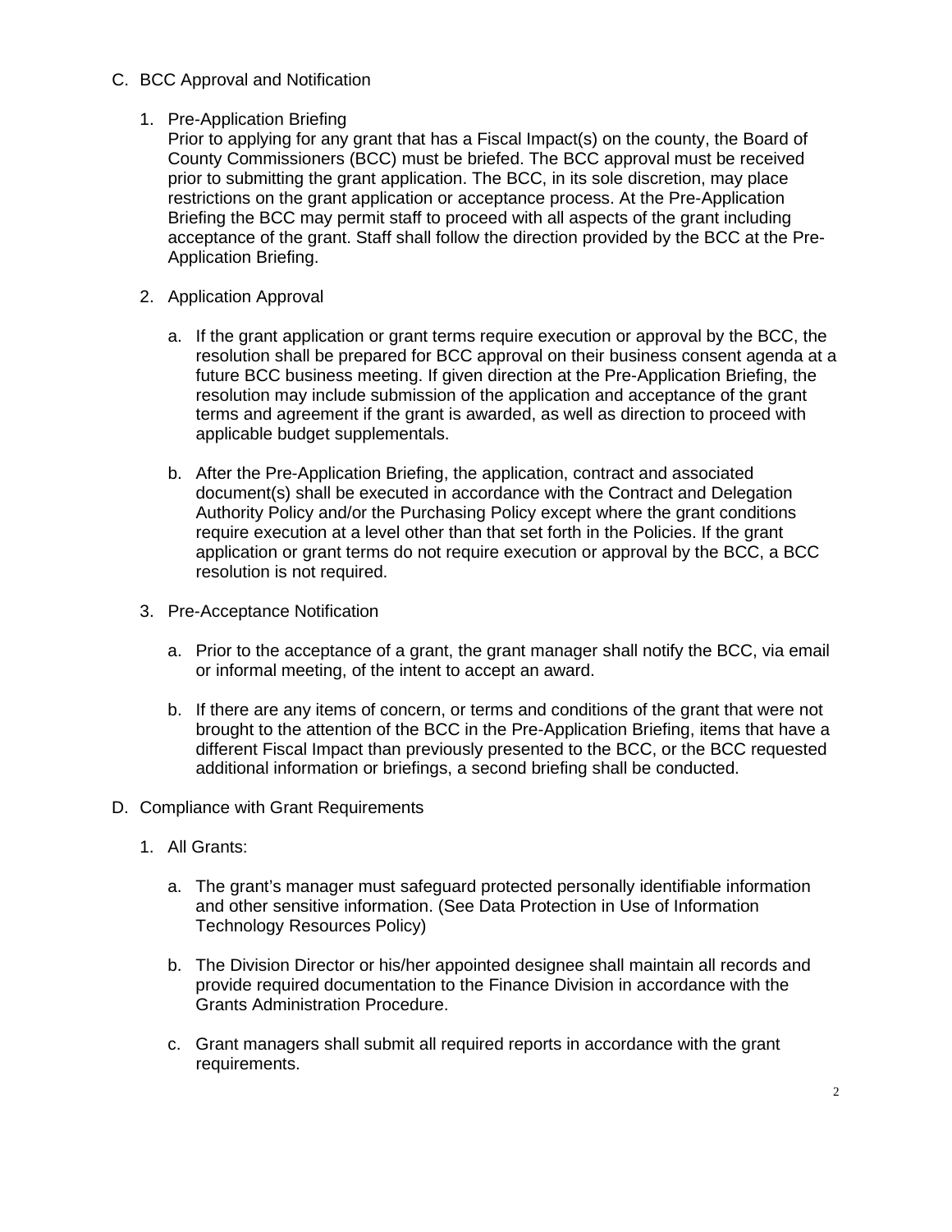C. BCC Approval and Notification

   1. Pre-Application Briefing
      Prior to applying for any grant that has a Fiscal Impact(s) on the county, the Board of County Commissioners (BCC) must be briefed. The BCC approval must be received prior to submitting the grant application. The BCC, in its sole discretion, may place restrictions on the grant application or acceptance process. At the Pre-Application Briefing the BCC may permit staff to proceed with all aspects of the grant including acceptance of the grant. Staff shall follow the direction provided by the BCC at the Pre-Application Briefing.

   2. Application Approval

      a. If the grant application or grant terms require execution or approval by the BCC, the resolution shall be prepared for BCC approval on their business consent agenda at a future BCC business meeting. If given direction at the Pre-Application Briefing, the resolution may include submission of the application and acceptance of the grant terms and agreement if the grant is awarded, as well as direction to proceed with applicable budget supplementals.

      b. After the Pre-Application Briefing, the application, contract and associated document(s) shall be executed in accordance with the Contract and Delegation Authority Policy and/or the Purchasing Policy except where the grant conditions require execution at a level other than that set forth in the Policies. If the grant application or grant terms do not require execution or approval by the BCC, a BCC resolution is not required.

   3. Pre-Acceptance Notification

      a. Prior to the acceptance of a grant, the grant manager shall notify the BCC, via email or informal meeting, of the intent to accept an award.

      b. If there are any items of concern, or terms and conditions of the grant that were not brought to the attention of the BCC in the Pre-Application Briefing, items that have a different Fiscal Impact than previously presented to the BCC, or the BCC requested additional information or briefings, a second briefing shall be conducted.

D. Compliance with Grant Requirements

   1. All Grants:

      a. The grant's manager must safeguard protected personally identifiable information and other sensitive information. (See Data Protection in Use of Information Technology Resources Policy)

      b. The Division Director or his/her appointed designee shall maintain all records and provide required documentation to the Finance Division in accordance with the Grants Administration Procedure.

      c. Grant managers shall submit all required reports in accordance with the grant requirements.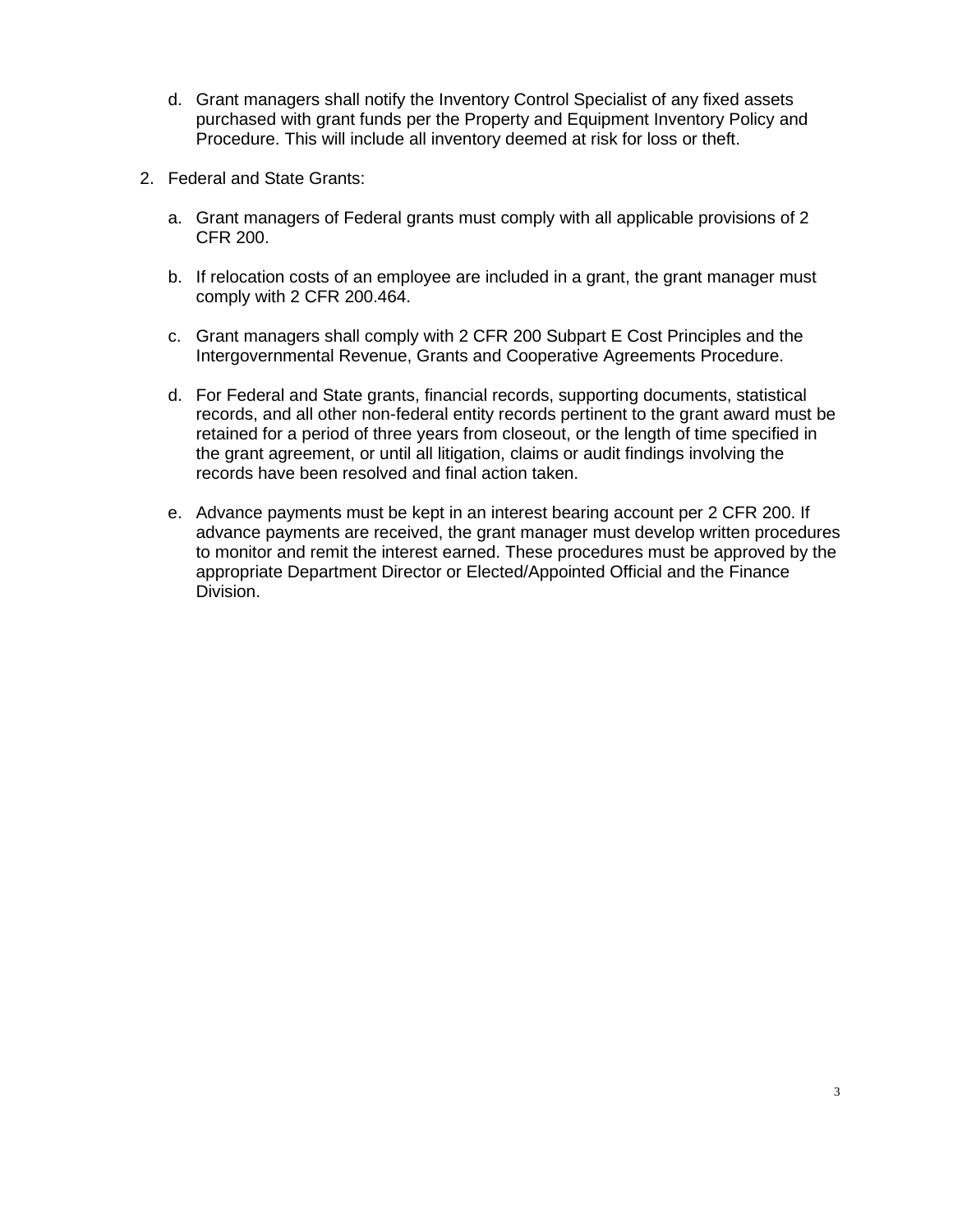d. Grant managers shall notify the Inventory Control Specialist of any fixed assets purchased with grant funds per the Property and Equipment Inventory Policy and Procedure. This will include all inventory deemed at risk for loss or theft.

2. Federal and State Grants:

   a. Grant managers of Federal grants must comply with all applicable provisions of 2 CFR 200.

   b. If relocation costs of an employee are included in a grant, the grant manager must comply with 2 CFR 200.464.

   c. Grant managers shall comply with 2 CFR 200 Subpart E Cost Principles and the Intergovernmental Revenue, Grants and Cooperative Agreements Procedure.

   d. For Federal and State grants, financial records, supporting documents, statistical records, and all other non-federal entity records pertinent to the grant award must be retained for a period of three years from closeout, or the length of time specified in the grant agreement, or until all litigation, claims or audit findings involving the records have been resolved and final action taken.

   e. Advance payments must be kept in an interest bearing account per 2 CFR 200. If advance payments are received, the grant manager must develop written procedures to monitor and remit the interest earned. These procedures must be approved by the appropriate Department Director or Elected/Appointed Official and the Finance Division.